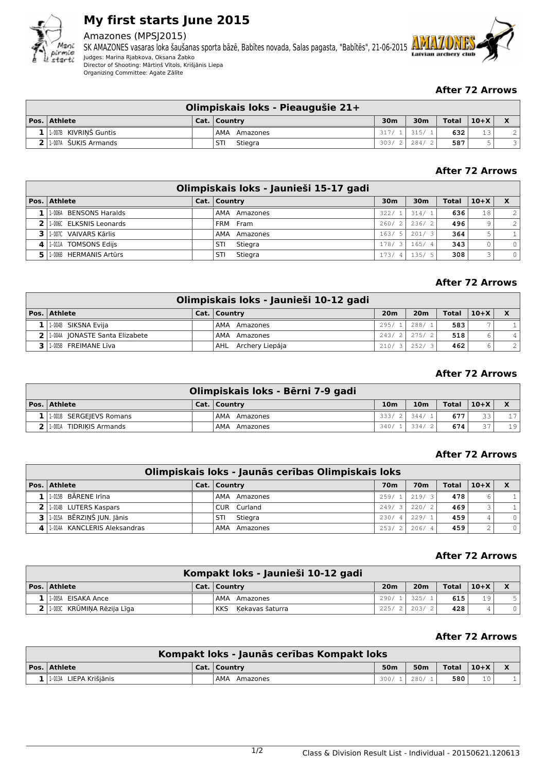# My first starts June 2015

Amazones (MPSJ2015)

SK AMAZONES vasaras loka šaušanas sporta bāzē, Babītes novada, Salas pagasta, "Babītēs", 21-06-2015

Judges: Marina Rjabkova, Oksana Žabko

Director of Shooting: Mārtiņš Vītols, Krišjānis Liepa

Organizing Committee: Agate Zālīte

**After 72 Arrows**

| Olimpiskais loks - Pieaugušie 21+ | | | | | | | | |
|---|---|---|---|---|---|---|---|---|
| **Pos.** | **Athlete** | **Cat.** | **Country** | **30m** | **30m** | **Total** | **10+X** | **X** |
| 1 | 1-007B KIVRIŅŠ Guntis | | AMA Amazones | 317/ 1 | 315/ 1 | 632 | 13 | 2 |
| 2 | 1-007A ŠUKIS Armands | | STI Stiegra | 303/ 2 | 284/ 2 | 587 | 5 | 3 |

**After 72 Arrows**

| Olimpiskais loks - Jaunieši 15-17 gadi | | | | | | | | |
|---|---|---|---|---|---|---|---|---|
| **Pos.** | **Athlete** | **Cat.** | **Country** | **30m** | **30m** | **Total** | **10+X** | **X** |
| 1 | 1-006A BENSONS Haralds | | AMA Amazones | 322/ 1 | 314/ 1 | 636 | 18 | 2 |
| 2 | 1-006C ELKSNIS Leonards | | FRM Fram | 260/ 2 | 236/ 2 | 496 | 9 | 2 |
| 3 | 1-007C VAIVARS Kārlis | | AMA Amazones | 163/ 5 | 201/ 3 | 364 | 5 | 1 |
| 4 | 1-011A TOMSONS Edijs | | STI Stiegra | 178/ 3 | 165/ 4 | 343 | 0 | 0 |
| 5 | 1-006B HERMANIS Artūrs | | STI Stiegra | 173/ 4 | 135/ 5 | 308 | 3 | 0 |

**After 72 Arrows**

| Olimpiskais loks - Jaunieši 10-12 gadi | | | | | | | | |
|---|---|---|---|---|---|---|---|---|
| **Pos.** | **Athlete** | **Cat.** | **Country** | **20m** | **20m** | **Total** | **10+X** | **X** |
| 1 | 1-004B SIKSNA Evija | | AMA Amazones | 295/ 1 | 288/ 1 | 583 | 7 | 1 |
| 2 | 1-004A JONASTE Santa Elizabete | | AMA Amazones | 243/ 2 | 275/ 2 | 518 | 6 | 4 |
| 3 | 1-005B FREIMANE Līva | | AHL Archery Liepája | 210/ 3 | 252/ 3 | 462 | 6 | 2 |

**After 72 Arrows**

| Olimpiskais loks - Bērni 7-9 gadi | | | | | | | | |
|---|---|---|---|---|---|---|---|---|
| **Pos.** | **Athlete** | **Cat.** | **Country** | **10m** | **10m** | **Total** | **10+X** | **X** |
| 1 | 1-001B SERGEJEVS Romans | | AMA Amazones | 333/ 2 | 344/ 1 | 677 | 33 | 17 |
| 2 | 1-001A TIDRIĶIS Armands | | AMA Amazones | 340/ 1 | 334/ 2 | 674 | 37 | 19 |

**After 72 Arrows**

| Olimpiskais loks - Jaunās cerības Olimpiskais loks | | | | | | | | |
|---|---|---|---|---|---|---|---|---|
| **Pos.** | **Athlete** | **Cat.** | **Country** | **70m** | **70m** | **Total** | **10+X** | **X** |
| 1 | 1-015B BĀRENE Irīna | | AMA Amazones | 259/ 1 | 219/ 3 | 478 | 6 | 1 |
| 2 | 1-014B LUTERS Kaspars | | CUR Curland | 249/ 3 | 220/ 2 | 469 | 3 | 1 |
| 3 | 1-015A BĒRZIŅŠ JUN. Jānis | | STI Stiegra | 230/ 4 | 229/ 1 | 459 | 4 | 0 |
| 4 | 1-014A KANCLERIS Aleksandras | | AMA Amazones | 253/ 2 | 206/ 4 | 459 | 2 | 0 |

**After 72 Arrows**

| Kompakt loks - Jaunieši 10-12 gadi | | | | | | | | |
|---|---|---|---|---|---|---|---|---|
| **Pos.** | **Athlete** | **Cat.** | **Country** | **20m** | **20m** | **Total** | **10+X** | **X** |
| 1 | 1-005A EISAKA Ance | | AMA Amazones | 290/ 1 | 325/ 1 | 615 | 19 | 5 |
| 2 | 1-003C KRŪMIŅA Rēzija Līga | | KKS Ķekavas šaturra | 225/ 2 | 203/ 2 | 428 | 4 | 0 |

**After 72 Arrows**

| Kompakt loks - Jaunās cerības Kompakt loks | | | | | | | | |
|---|---|---|---|---|---|---|---|---|
| **Pos.** | **Athlete** | **Cat.** | **Country** | **50m** | **50m** | **Total** | **10+X** | **X** |
| 1 | 1-013A LIEPA Krišjānis | | AMA Amazones | 300/ 1 | 280/ 1 | 580 | 10 | 1 |

Class & Division Result List - Individual - 20150621.120613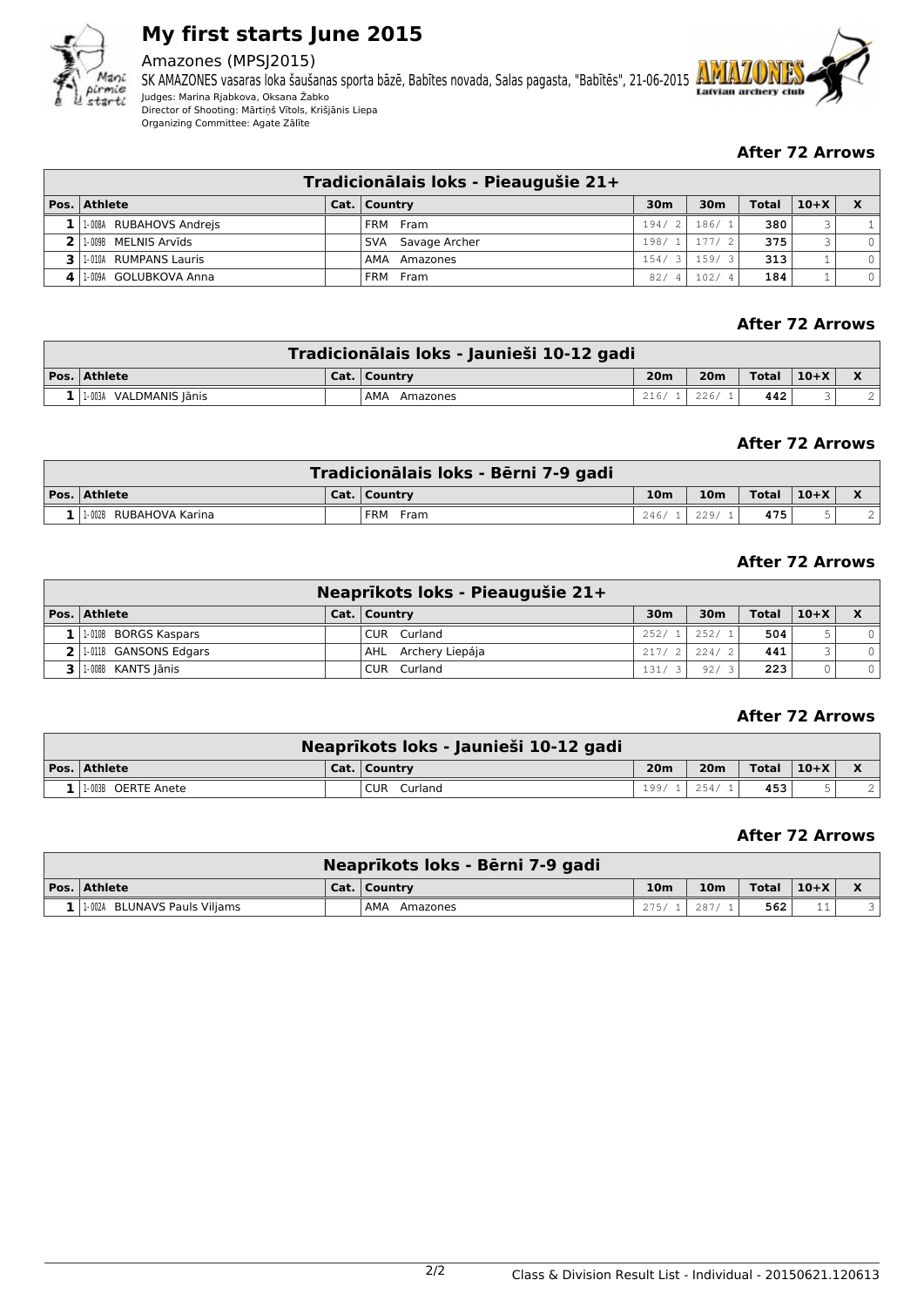# My first starts June 2015

Amazones (MPSJ2015)

SK AMAZONES vasaras loka šaušanas sporta bāzē, Babītes novada, Salas pagasta, "Babītēs", 21-06-2015

Judges: Marina Rjabkova, Oksana Žabko

Director of Shooting: Mārtiņš Vītols, Krišjānis Liepa

Organizing Committee: Agate Zālīte

### After 72 Arrows

| Tradicionālais loks - Pieaugušie 21+ | | | | | | | | |
|---|---|---|---|---|---|---|---|---|
| **Pos.** | **Athlete** | **Cat.** | **Country** | **30m** | **30m** | **Total** | **10+X** | **X** |
| 1 | 1-008A RUBAHOVS Andrejs | | FRM Fram | 194/ 2 | 186/ 1 | 380 | 3 | 1 |
| 2 | 1-009B MELNIS Arvīds | | SVA Savage Archer | 198/ 1 | 177/ 2 | 375 | 3 | 0 |
| 3 | 1-010A RUMPANS Lauris | | AMA Amazones | 154/ 3 | 159/ 3 | 313 | 1 | 0 |
| 4 | 1-009A GOLUBKOVA Anna | | FRM Fram | 82/ 4 | 102/ 4 | 184 | 1 | 0 |

### After 72 Arrows

| Tradicionālais loks - Jaunieši 10-12 gadi | | | | | | | | |
|---|---|---|---|---|---|---|---|---|
| **Pos.** | **Athlete** | **Cat.** | **Country** | **20m** | **20m** | **Total** | **10+X** | **X** |
| 1 | 1-003A VALDMANIS Jānis | | AMA Amazones | 216/ 1 | 226/ 1 | 442 | 3 | 2 |

### After 72 Arrows

| Tradicionālais loks - Bērni 7-9 gadi | | | | | | | | |
|---|---|---|---|---|---|---|---|---|
| **Pos.** | **Athlete** | **Cat.** | **Country** | **10m** | **10m** | **Total** | **10+X** | **X** |
| 1 | 1-002B RUBAHOVA Karina | | FRM Fram | 246/ 1 | 229/ 1 | 475 | 5 | 2 |

### After 72 Arrows

| Neaprīkots loks - Pieaugušie 21+ | | | | | | | | |
|---|---|---|---|---|---|---|---|---|
| **Pos.** | **Athlete** | **Cat.** | **Country** | **30m** | **30m** | **Total** | **10+X** | **X** |
| 1 | 1-010B BORGS Kaspars | | CUR Curland | 252/ 1 | 252/ 1 | 504 | 5 | 0 |
| 2 | 1-011B GANSONS Edgars | | AHL Archery Liepája | 217/ 2 | 224/ 2 | 441 | 3 | 0 |
| 3 | 1-008B KANTS Jānis | | CUR Curland | 131/ 3 | 92/ 3 | 223 | 0 | 0 |

### After 72 Arrows

| Neaprīkots loks - Jaunieši 10-12 gadi | | | | | | | | |
|---|---|---|---|---|---|---|---|---|
| **Pos.** | **Athlete** | **Cat.** | **Country** | **20m** | **20m** | **Total** | **10+X** | **X** |
| 1 | 1-003B OERTE Anete | | CUR Curland | 199/ 1 | 254/ 1 | 453 | 5 | 2 |

### After 72 Arrows

| Neaprīkots loks - Bērni 7-9 gadi | | | | | | | | |
|---|---|---|---|---|---|---|---|---|
| **Pos.** | **Athlete** | **Cat.** | **Country** | **10m** | **10m** | **Total** | **10+X** | **X** |
| 1 | 1-002A BLUNAVS Pauls Viljams | | AMA Amazones | 275/ 1 | 287/ 1 | 562 | 11 | 3 |

Class & Division Result List - Individual - 20150621.120613